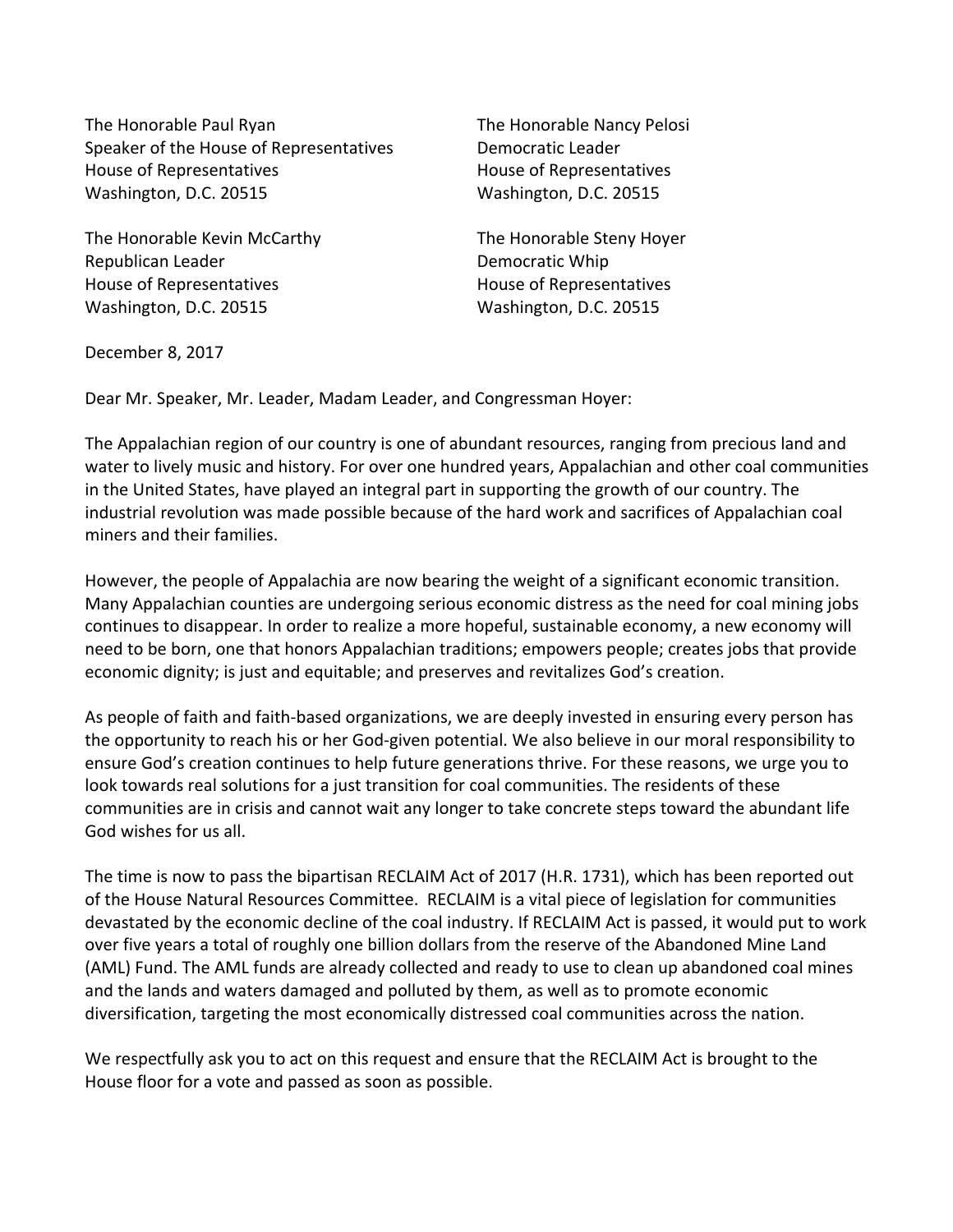The Honorable Paul Ryan
Speaker of the House of Representatives
House of Representatives
Washington, D.C. 20515

The Honorable Nancy Pelosi
Democratic Leader
House of Representatives
Washington, D.C. 20515

The Honorable Kevin McCarthy
Republican Leader
House of Representatives
Washington, D.C. 20515

The Honorable Steny Hoyer
Democratic Whip
House of Representatives
Washington, D.C. 20515

December 8, 2017

Dear Mr. Speaker, Mr. Leader, Madam Leader, and Congressman Hoyer:

The Appalachian region of our country is one of abundant resources, ranging from precious land and water to lively music and history. For over one hundred years, Appalachian and other coal communities in the United States, have played an integral part in supporting the growth of our country. The industrial revolution was made possible because of the hard work and sacrifices of Appalachian coal miners and their families.

However, the people of Appalachia are now bearing the weight of a significant economic transition. Many Appalachian counties are undergoing serious economic distress as the need for coal mining jobs continues to disappear. In order to realize a more hopeful, sustainable economy, a new economy will need to be born, one that honors Appalachian traditions; empowers people; creates jobs that provide economic dignity; is just and equitable; and preserves and revitalizes God's creation.

As people of faith and faith-based organizations, we are deeply invested in ensuring every person has the opportunity to reach his or her God-given potential. We also believe in our moral responsibility to ensure God's creation continues to help future generations thrive. For these reasons, we urge you to look towards real solutions for a just transition for coal communities. The residents of these communities are in crisis and cannot wait any longer to take concrete steps toward the abundant life God wishes for us all.

The time is now to pass the bipartisan RECLAIM Act of 2017 (H.R. 1731), which has been reported out of the House Natural Resources Committee. RECLAIM is a vital piece of legislation for communities devastated by the economic decline of the coal industry. If RECLAIM Act is passed, it would put to work over five years a total of roughly one billion dollars from the reserve of the Abandoned Mine Land (AML) Fund. The AML funds are already collected and ready to use to clean up abandoned coal mines and the lands and waters damaged and polluted by them, as well as to promote economic diversification, targeting the most economically distressed coal communities across the nation.

We respectfully ask you to act on this request and ensure that the RECLAIM Act is brought to the House floor for a vote and passed as soon as possible.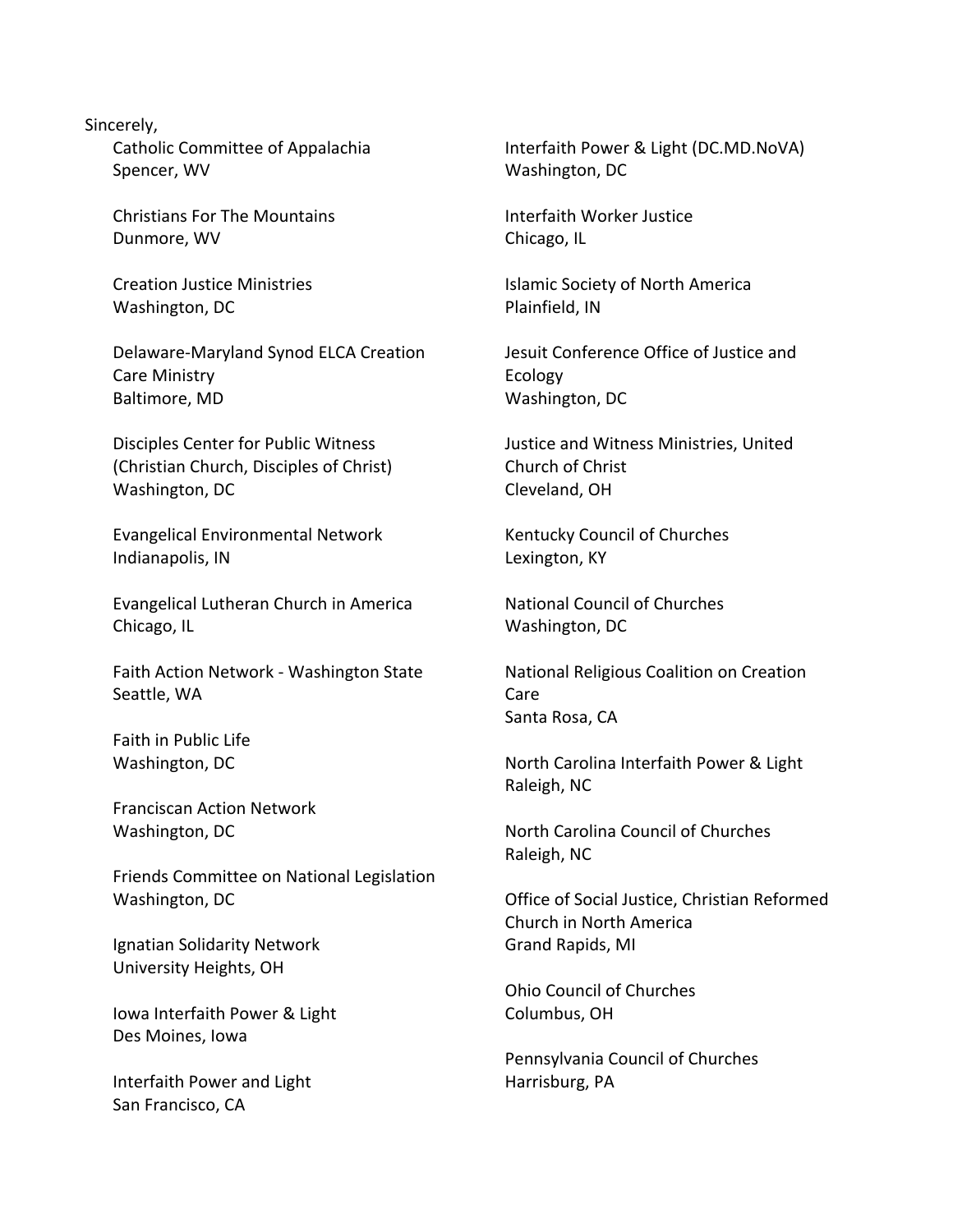Sincerely,

Catholic Committee of Appalachia
Spencer, WV

Christians For The Mountains
Dunmore, WV

Creation Justice Ministries
Washington, DC

Delaware-Maryland Synod ELCA Creation Care Ministry
Baltimore, MD

Disciples Center for Public Witness (Christian Church, Disciples of Christ)
Washington, DC

Evangelical Environmental Network
Indianapolis, IN

Evangelical Lutheran Church in America
Chicago, IL

Faith Action Network - Washington State
Seattle, WA

Faith in Public Life
Washington, DC

Franciscan Action Network
Washington, DC

Friends Committee on National Legislation
Washington, DC

Ignatian Solidarity Network
University Heights, OH

Iowa Interfaith Power & Light
Des Moines, Iowa

Interfaith Power and Light
San Francisco, CA

Interfaith Power & Light (DC.MD.NoVA)
Washington, DC

Interfaith Worker Justice
Chicago, IL

Islamic Society of North America
Plainfield, IN

Jesuit Conference Office of Justice and Ecology
Washington, DC

Justice and Witness Ministries, United Church of Christ
Cleveland, OH

Kentucky Council of Churches
Lexington, KY

National Council of Churches
Washington, DC

National Religious Coalition on Creation Care
Santa Rosa, CA

North Carolina Interfaith Power & Light
Raleigh, NC

North Carolina Council of Churches
Raleigh, NC

Office of Social Justice, Christian Reformed Church in North America
Grand Rapids, MI

Ohio Council of Churches
Columbus, OH

Pennsylvania Council of Churches
Harrisburg, PA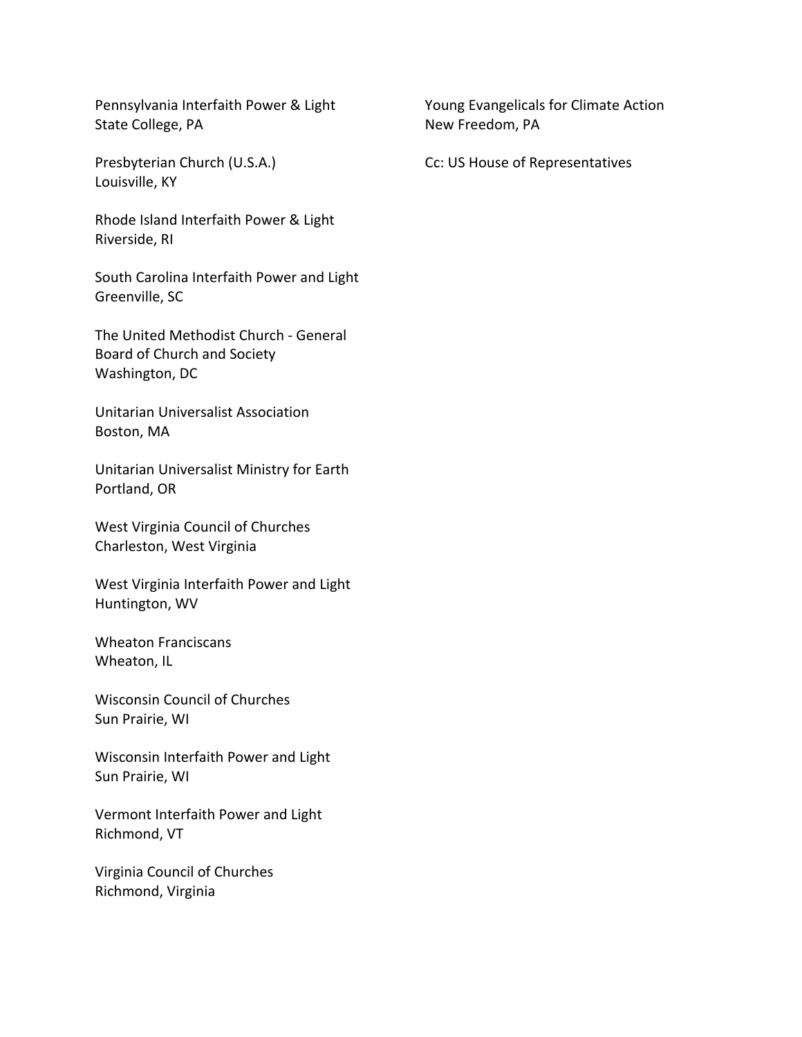Pennsylvania Interfaith Power & Light
State College, PA

Presbyterian Church (U.S.A.)
Louisville, KY

Rhode Island Interfaith Power & Light
Riverside, RI

South Carolina Interfaith Power and Light
Greenville, SC

The United Methodist Church - General Board of Church and Society
Washington, DC

Unitarian Universalist Association
Boston, MA

Unitarian Universalist Ministry for Earth
Portland, OR

West Virginia Council of Churches
Charleston, West Virginia

West Virginia Interfaith Power and Light
Huntington, WV

Wheaton Franciscans
Wheaton, IL

Wisconsin Council of Churches
Sun Prairie, WI

Wisconsin Interfaith Power and Light
Sun Prairie, WI

Vermont Interfaith Power and Light
Richmond, VT

Virginia Council of Churches
Richmond, Virginia

Young Evangelicals for Climate Action
New Freedom, PA

Cc: US House of Representatives